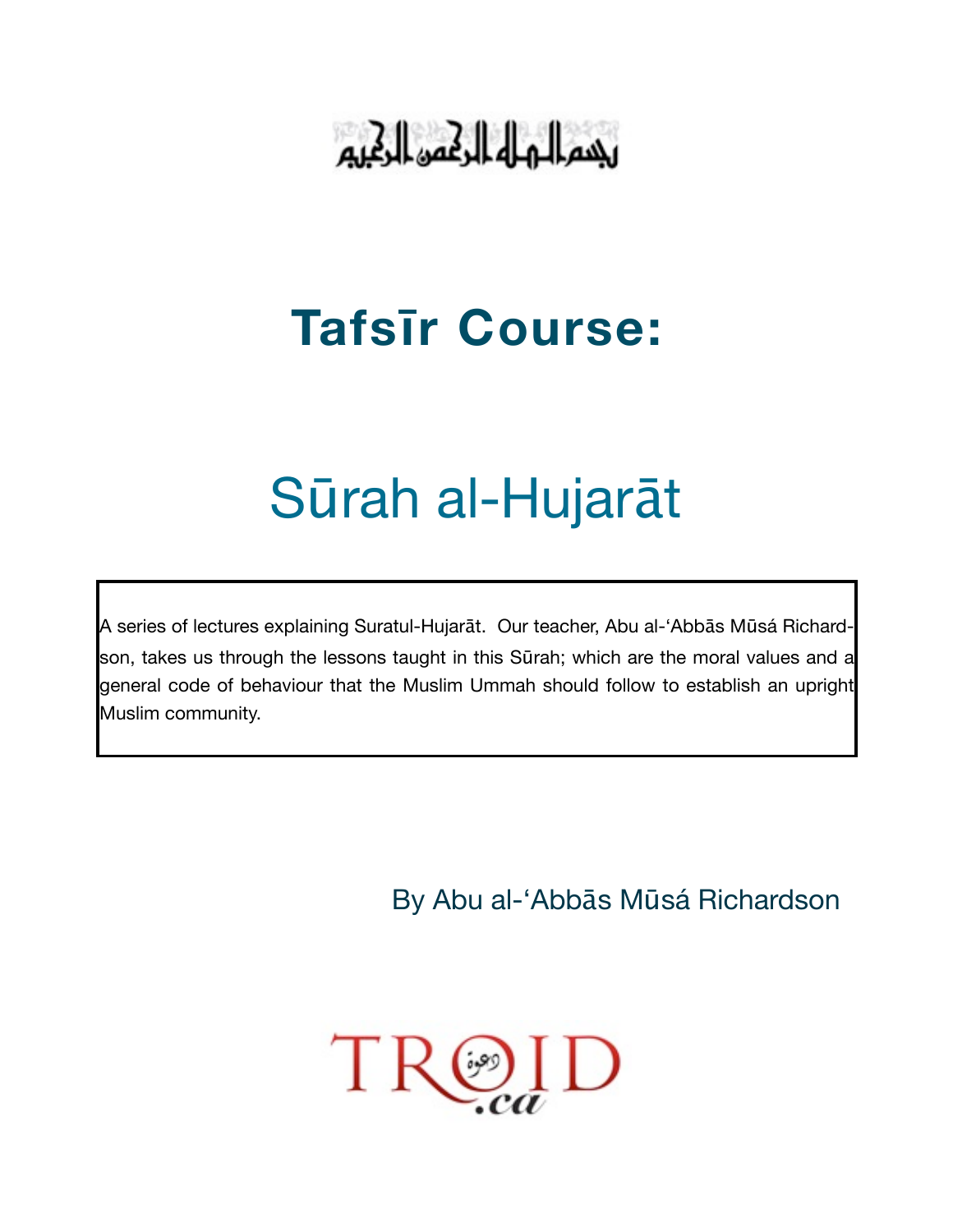بسم الله الرحمن الرحيم

# Tafsīr Course:

## Sūrah al-Hujarāt

A series of lectures explaining Suratul-Hujarāt. Our teacher, Abu al-'Abbās Mūsá Richardson, takes us through the lessons taught in this Sūrah; which are the moral values and a general code of behaviour that the Muslim Ummah should follow to establish an upright Muslim community.

By Abu al-'Abbās Mūsá Richardson

TROID.ca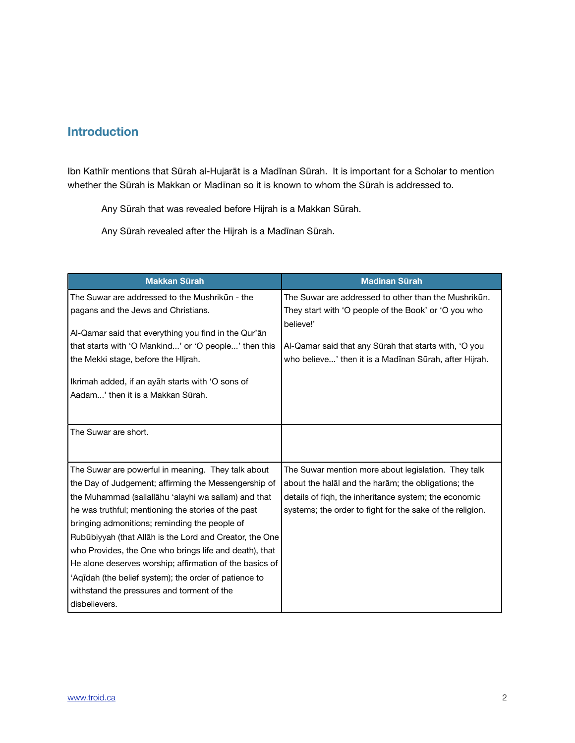## Introduction

Ibn Kathīr mentions that Sūrah al-Hujarāt is a Madīnan Sūrah. It is important for a Scholar to mention whether the Sūrah is Makkan or Madīnan so it is known to whom the Sūrah is addressed to.

> Any Sūrah that was revealed before Hijrah is a Makkan Sūrah.
>
> Any Sūrah revealed after the Hijrah is a Madīnan Sūrah.

| Makkan Sūrah | Madinan Sūrah |
|---|---|
| The Suwar are addressed to the Mushrikūn - the pagans and the Jews and Christians.<br><br>Al-Qamar said that everything you find in the Qur'ān that starts with 'O Mankind...' or 'O people...' then this the Mekki stage, before the HIjrah.<br><br>Ikrimah added, if an ayāh starts with 'O sons of Aadam...' then it is a Makkan Sūrah. | The Suwar are addressed to other than the Mushrikūn. They start with 'O people of the Book' or 'O you who believe!'<br><br>Al-Qamar said that any Sūrah that starts with, 'O you who believe...' then it is a Madīnan Sūrah, after Hijrah. |
| The Suwar are short. | |
| The Suwar are powerful in meaning. They talk about the Day of Judgement; affirming the Messengership of the Muhammad (sallallāhu 'alayhi wa sallam) and that he was truthful; mentioning the stories of the past bringing admonitions; reminding the people of Rubūbiyyah (that Allāh is the Lord and Creator, the One who Provides, the One who brings life and death), that He alone deserves worship; affirmation of the basics of 'Aqīdah (the belief system); the order of patience to withstand the pressures and torment of the disbelievers. | The Suwar mention more about legislation. They talk about the halāl and the harām; the obligations; the details of fiqh, the inheritance system; the economic systems; the order to fight for the sake of the religion. |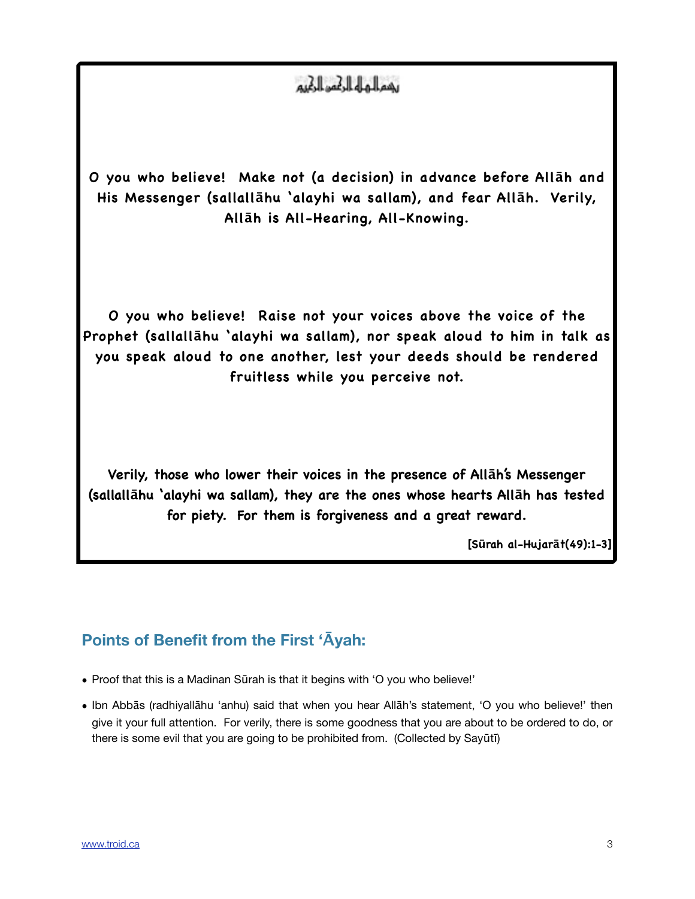بسم الله الرحمن الرحيم

**O you who believe! Make not (a decision) in advance before Allāh and His Messenger (sallallāhu 'alayhi wa sallam), and fear Allāh. Verily, Allāh is All-Hearing, All-Knowing.**

**O you who believe! Raise not your voices above the voice of the Prophet (sallallāhu 'alayhi wa sallam), nor speak aloud to him in talk as you speak aloud to one another, lest your deeds should be rendered fruitless while you perceive not.**

**Verily, those who lower their voices in the presence of Allāh's Messenger (sallallāhu 'alayhi wa sallam), they are the ones whose hearts Allāh has tested for piety. For them is forgiveness and a great reward.**

**[Sūrah al-Hujarāt(49):1-3]**

## Points of Benefit from the First 'Āyah:

- Proof that this is a Madinan Sūrah is that it begins with 'O you who believe!'
- Ibn Abbās (radhiyallāhu 'anhu) said that when you hear Allāh's statement, 'O you who believe!' then give it your full attention. For verily, there is some goodness that you are about to be ordered to do, or there is some evil that you are going to be prohibited from. (Collected by Sayūtī)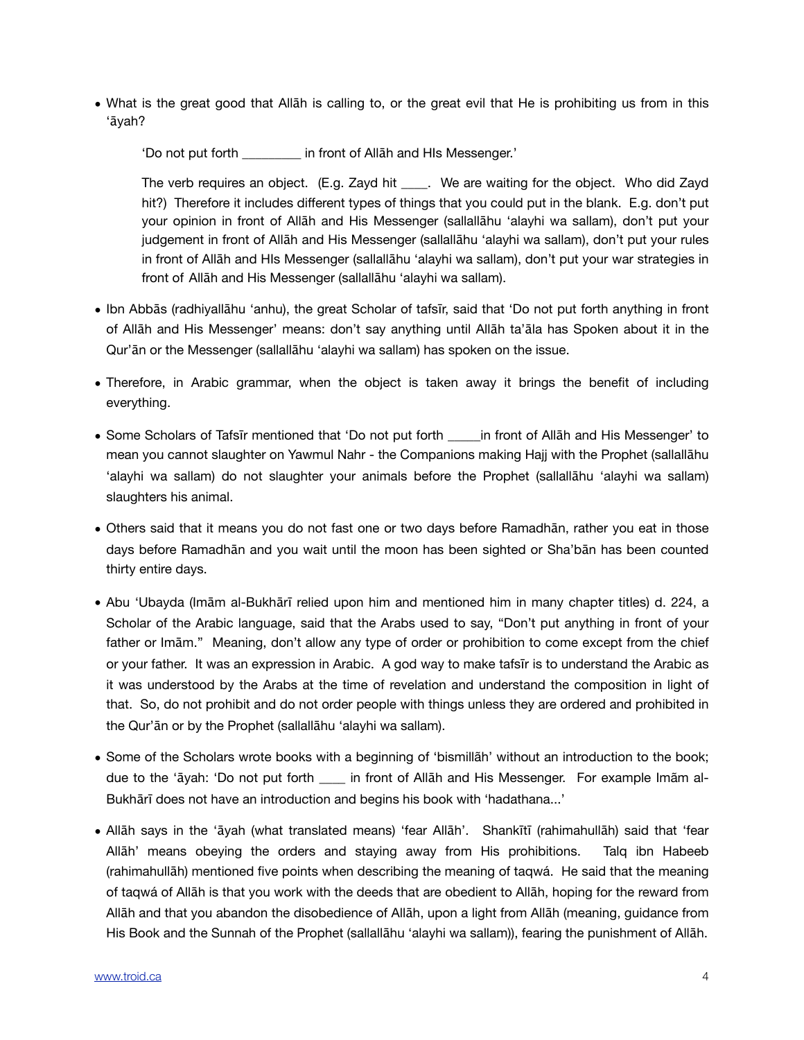- What is the great good that Allāh is calling to, or the great evil that He is prohibiting us from in this 'āyah?

  'Do not put forth _________ in front of Allāh and HIs Messenger.'

  The verb requires an object. (E.g. Zayd hit ____. We are waiting for the object. Who did Zayd hit?) Therefore it includes different types of things that you could put in the blank. E.g. don't put your opinion in front of Allāh and His Messenger (sallallāhu 'alayhi wa sallam), don't put your judgement in front of Allāh and His Messenger (sallallāhu 'alayhi wa sallam), don't put your rules in front of Allāh and HIs Messenger (sallallāhu 'alayhi wa sallam), don't put your war strategies in front of Allāh and His Messenger (sallallāhu 'alayhi wa sallam).

- Ibn Abbās (radhiyallāhu 'anhu), the great Scholar of tafsīr, said that 'Do not put forth anything in front of Allāh and His Messenger' means: don't say anything until Allāh ta'āla has Spoken about it in the Qur'ān or the Messenger (sallallāhu 'alayhi wa sallam) has spoken on the issue.

- Therefore, in Arabic grammar, when the object is taken away it brings the benefit of including everything.

- Some Scholars of Tafsīr mentioned that 'Do not put forth _____in front of Allāh and His Messenger' to mean you cannot slaughter on Yawmul Nahr - the Companions making Hajj with the Prophet (sallallāhu 'alayhi wa sallam) do not slaughter your animals before the Prophet (sallallāhu 'alayhi wa sallam) slaughters his animal.

- Others said that it means you do not fast one or two days before Ramadhān, rather you eat in those days before Ramadhān and you wait until the moon has been sighted or Sha'bān has been counted thirty entire days.

- Abu 'Ubayda (Imām al-Bukhārī relied upon him and mentioned him in many chapter titles) d. 224, a Scholar of the Arabic language, said that the Arabs used to say, "Don't put anything in front of your father or Imām." Meaning, don't allow any type of order or prohibition to come except from the chief or your father. It was an expression in Arabic. A god way to make tafsīr is to understand the Arabic as it was understood by the Arabs at the time of revelation and understand the composition in light of that. So, do not prohibit and do not order people with things unless they are ordered and prohibited in the Qur'ān or by the Prophet (sallallāhu 'alayhi wa sallam).

- Some of the Scholars wrote books with a beginning of 'bismillāh' without an introduction to the book; due to the 'āyah: 'Do not put forth ____ in front of Allāh and His Messenger. For example Imām al-Bukhārī does not have an introduction and begins his book with 'hadathana...'

- Allāh says in the 'āyah (what translated means) 'fear Allāh'. Shankītī (rahimahullāh) said that 'fear Allāh' means obeying the orders and staying away from His prohibitions. Talq ibn Habeeb (rahimahullāh) mentioned five points when describing the meaning of taqwá. He said that the meaning of taqwá of Allāh is that you work with the deeds that are obedient to Allāh, hoping for the reward from Allāh and that you abandon the disobedience of Allāh, upon a light from Allāh (meaning, guidance from His Book and the Sunnah of the Prophet (sallallāhu 'alayhi wa sallam)), fearing the punishment of Allāh.

www.troid.ca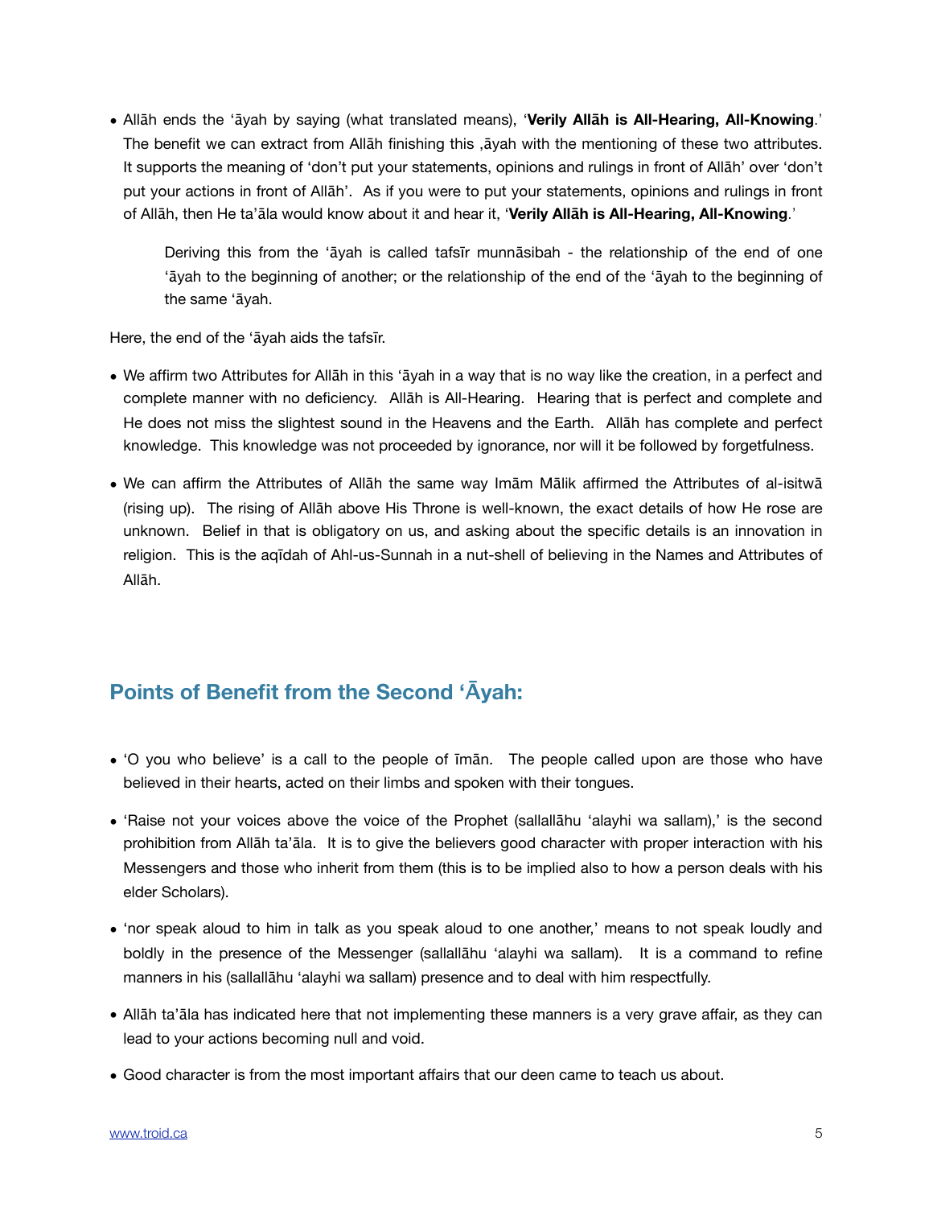- Allāh ends the ‘āyah by saying (what translated means), ‘**Verily Allāh is All-Hearing, All-Knowing**.’ The benefit we can extract from Allāh finishing this ,āyah with the mentioning of these two attributes. It supports the meaning of ‘don’t put your statements, opinions and rulings in front of Allāh’ over ‘don’t put your actions in front of Allāh’. As if you were to put your statements, opinions and rulings in front of Allāh, then He ta’āla would know about it and hear it, ‘**Verily Allāh is All-Hearing, All-Knowing**.’

  > Deriving this from the ‘āyah is called tafsīr munnāsibah - the relationship of the end of one ‘āyah to the beginning of another; or the relationship of the end of the ‘āyah to the beginning of the same ‘āyah.

Here, the end of the ‘āyah aids the tafsīr.

- We affirm two Attributes for Allāh in this ‘āyah in a way that is no way like the creation, in a perfect and complete manner with no deficiency. Allāh is All-Hearing. Hearing that is perfect and complete and He does not miss the slightest sound in the Heavens and the Earth. Allāh has complete and perfect knowledge. This knowledge was not proceeded by ignorance, nor will it be followed by forgetfulness.

- We can affirm the Attributes of Allāh the same way Imām Mālik affirmed the Attributes of al-isitwā (rising up). The rising of Allāh above His Throne is well-known, the exact details of how He rose are unknown. Belief in that is obligatory on us, and asking about the specific details is an innovation in religion. This is the aqīdah of Ahl-us-Sunnah in a nut-shell of believing in the Names and Attributes of Allāh.

## Points of Benefit from the Second ‘Āyah:

- ‘O you who believe’ is a call to the people of īmān. The people called upon are those who have believed in their hearts, acted on their limbs and spoken with their tongues.

- ‘Raise not your voices above the voice of the Prophet (sallallāhu ‘alayhi wa sallam),’ is the second prohibition from Allāh ta’āla. It is to give the believers good character with proper interaction with his Messengers and those who inherit from them (this is to be implied also to how a person deals with his elder Scholars).

- ‘nor speak aloud to him in talk as you speak aloud to one another,’ means to not speak loudly and boldly in the presence of the Messenger (sallallāhu ‘alayhi wa sallam). It is a command to refine manners in his (sallallāhu ‘alayhi wa sallam) presence and to deal with him respectfully.

- Allāh ta’āla has indicated here that not implementing these manners is a very grave affair, as they can lead to your actions becoming null and void.

- Good character is from the most important affairs that our deen came to teach us about.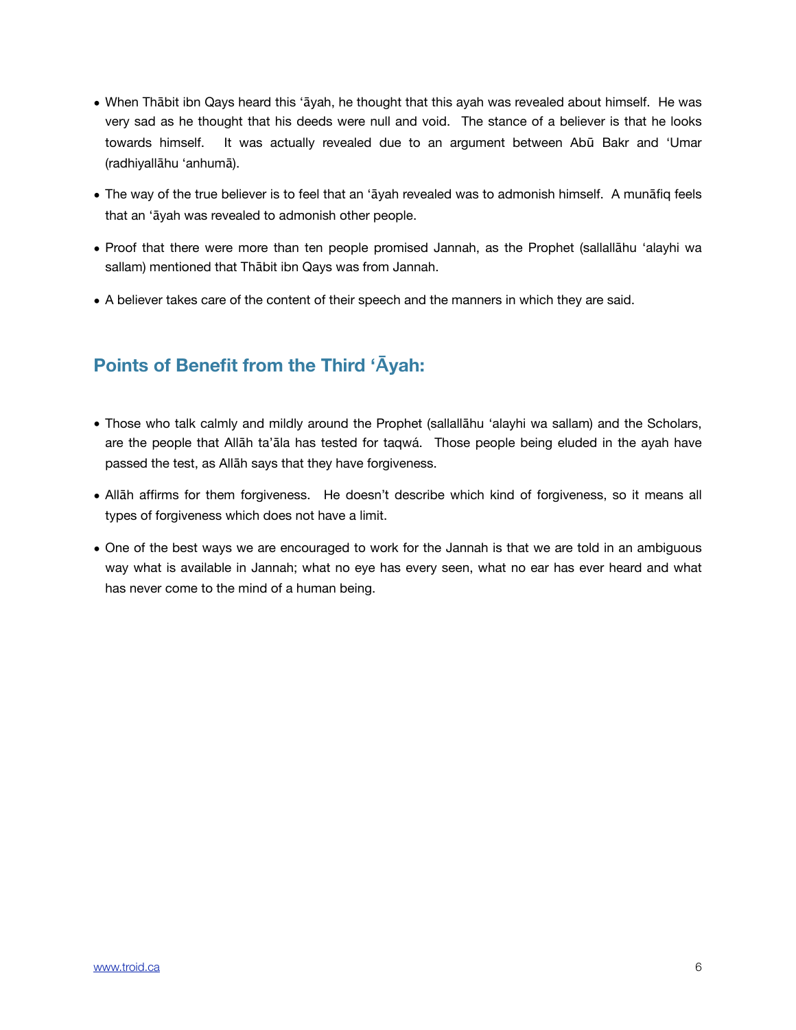- When Thābit ibn Qays heard this 'āyah, he thought that this ayah was revealed about himself. He was very sad as he thought that his deeds were null and void. The stance of a believer is that he looks towards himself. It was actually revealed due to an argument between Abū Bakr and 'Umar (radhiyallāhu 'anhumā).
- The way of the true believer is to feel that an 'āyah revealed was to admonish himself. A munāfiq feels that an 'āyah was revealed to admonish other people.
- Proof that there were more than ten people promised Jannah, as the Prophet (sallallāhu 'alayhi wa sallam) mentioned that Thābit ibn Qays was from Jannah.
- A believer takes care of the content of their speech and the manners in which they are said.

## Points of Benefit from the Third 'Āyah:

- Those who talk calmly and mildly around the Prophet (sallallāhu 'alayhi wa sallam) and the Scholars, are the people that Allāh ta'āla has tested for taqwá. Those people being eluded in the ayah have passed the test, as Allāh says that they have forgiveness.
- Allāh affirms for them forgiveness. He doesn't describe which kind of forgiveness, so it means all types of forgiveness which does not have a limit.
- One of the best ways we are encouraged to work for the Jannah is that we are told in an ambiguous way what is available in Jannah; what no eye has every seen, what no ear has ever heard and what has never come to the mind of a human being.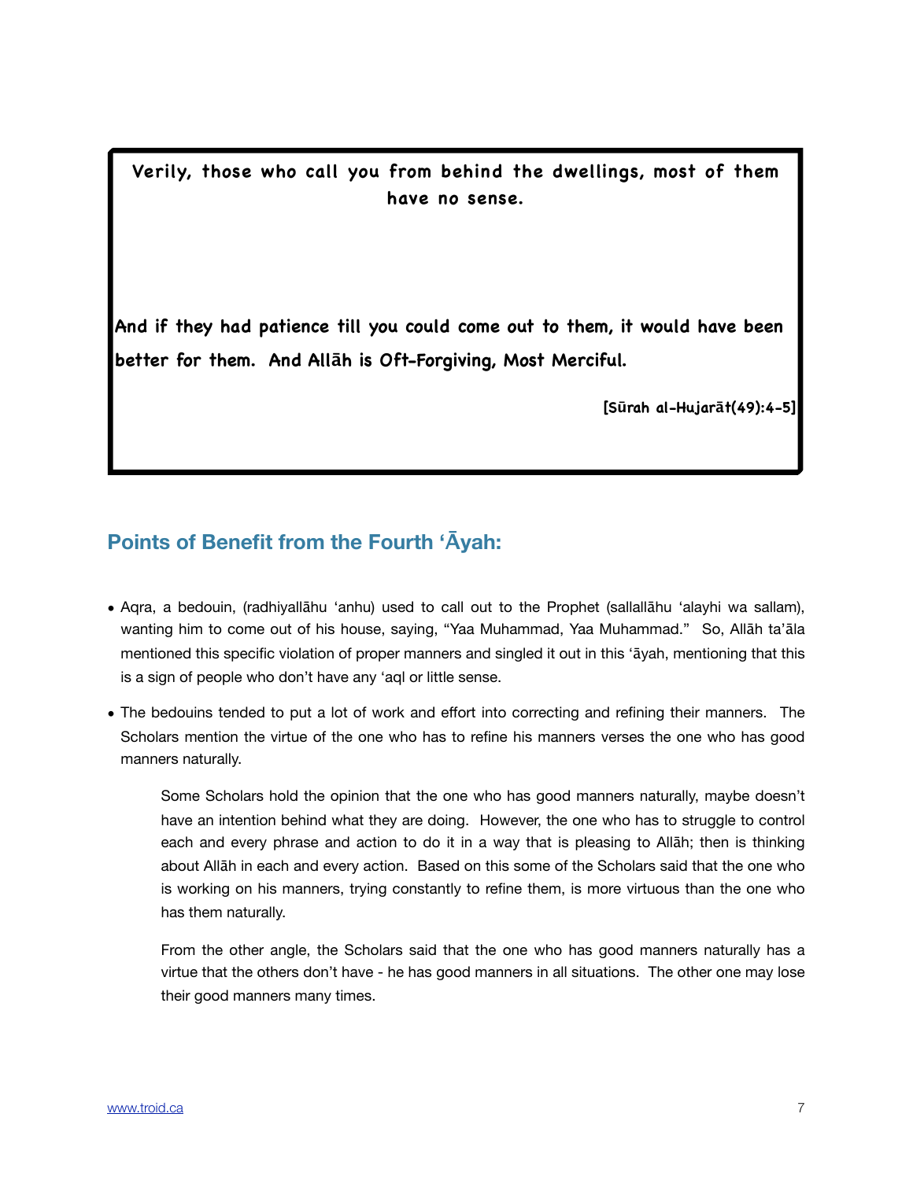> Verily, those who call you from behind the dwellings, most of them have no sense.
>
> And if they had patience till you could come out to them, it would have been better for them. And Allāh is Oft-Forgiving, Most Merciful.
>
> [Sūrah al-Hujarāt(49):4-5]

## Points of Benefit from the Fourth 'Āyah:

- Aqra, a bedouin, (radhiyallāhu 'anhu) used to call out to the Prophet (sallallāhu 'alayhi wa sallam), wanting him to come out of his house, saying, "Yaa Muhammad, Yaa Muhammad." So, Allāh ta'āla mentioned this specific violation of proper manners and singled it out in this 'āyah, mentioning that this is a sign of people who don't have any 'aql or little sense.
- The bedouins tended to put a lot of work and effort into correcting and refining their manners. The Scholars mention the virtue of the one who has to refine his manners verses the one who has good manners naturally.

  Some Scholars hold the opinion that the one who has good manners naturally, maybe doesn't have an intention behind what they are doing. However, the one who has to struggle to control each and every phrase and action to do it in a way that is pleasing to Allāh; then is thinking about Allāh in each and every action. Based on this some of the Scholars said that the one who is working on his manners, trying constantly to refine them, is more virtuous than the one who has them naturally.

  From the other angle, the Scholars said that the one who has good manners naturally has a virtue that the others don't have - he has good manners in all situations. The other one may lose their good manners many times.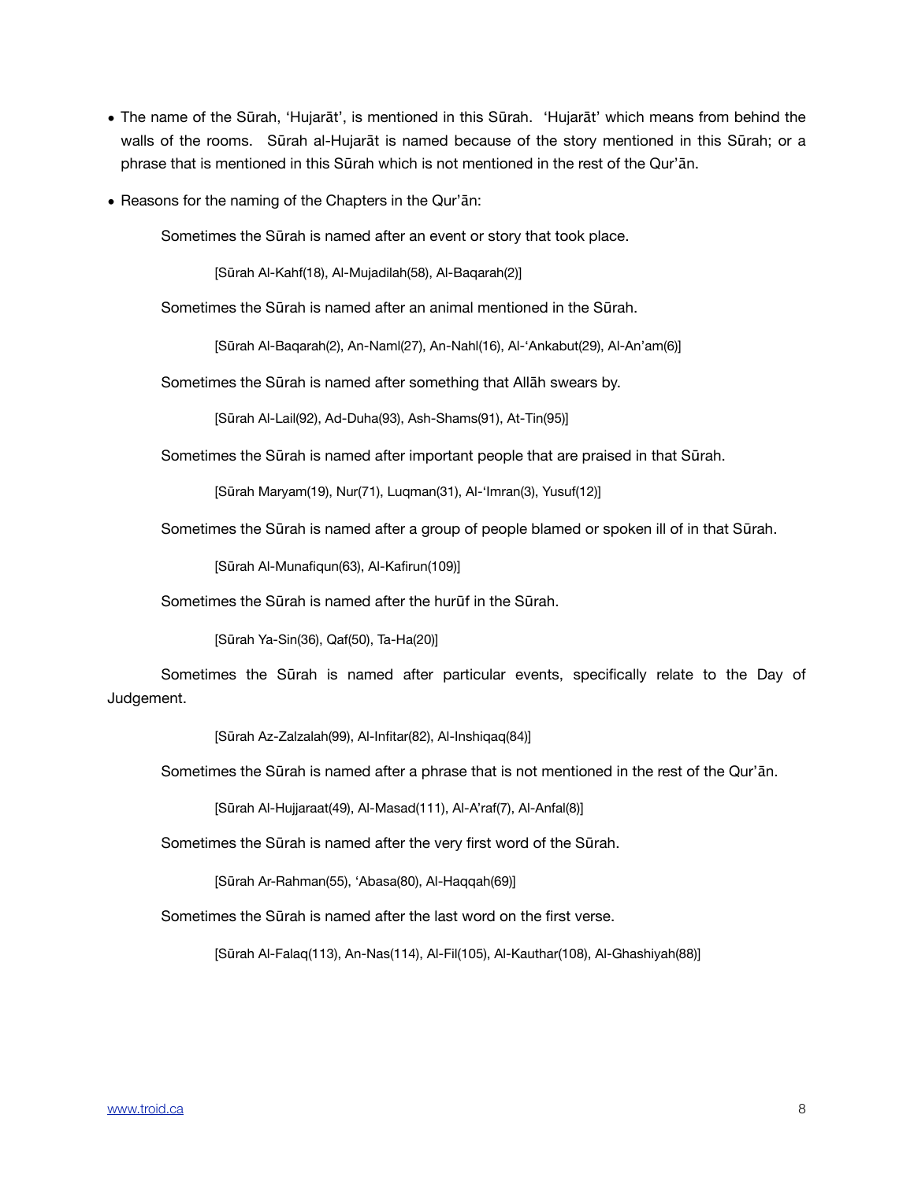- The name of the Sūrah, 'Hujarāt', is mentioned in this Sūrah. 'Hujarāt' which means from behind the walls of the rooms. Sūrah al-Hujarāt is named because of the story mentioned in this Sūrah; or a phrase that is mentioned in this Sūrah which is not mentioned in the rest of the Qur'ān.
- Reasons for the naming of the Chapters in the Qur'ān:

Sometimes the Sūrah is named after an event or story that took place.

[Sūrah Al-Kahf(18), Al-Mujadilah(58), Al-Baqarah(2)]

Sometimes the Sūrah is named after an animal mentioned in the Sūrah.

[Sūrah Al-Baqarah(2), An-Naml(27), An-Nahl(16), Al-'Ankabut(29), Al-An'am(6)]

Sometimes the Sūrah is named after something that Allāh swears by.

[Sūrah Al-Lail(92), Ad-Duha(93), Ash-Shams(91), At-Tin(95)]

Sometimes the Sūrah is named after important people that are praised in that Sūrah.

[Sūrah Maryam(19), Nur(71), Luqman(31), Al-'Imran(3), Yusuf(12)]

Sometimes the Sūrah is named after a group of people blamed or spoken ill of in that Sūrah.

[Sūrah Al-Munafiqun(63), Al-Kafirun(109)]

Sometimes the Sūrah is named after the hurūf in the Sūrah.

[Sūrah Ya-Sin(36), Qaf(50), Ta-Ha(20)]

Sometimes the Sūrah is named after particular events, specifically relate to the Day of Judgement.

[Sūrah Az-Zalzalah(99), Al-Infitar(82), Al-Inshiqaq(84)]

Sometimes the Sūrah is named after a phrase that is not mentioned in the rest of the Qur'ān.

[Sūrah Al-Hujjaraat(49), Al-Masad(111), Al-A'raf(7), Al-Anfal(8)]

Sometimes the Sūrah is named after the very first word of the Sūrah.

[Sūrah Ar-Rahman(55), 'Abasa(80), Al-Haqqah(69)]

Sometimes the Sūrah is named after the last word on the first verse.

[Sūrah Al-Falaq(113), An-Nas(114), Al-Fil(105), Al-Kauthar(108), Al-Ghashiyah(88)]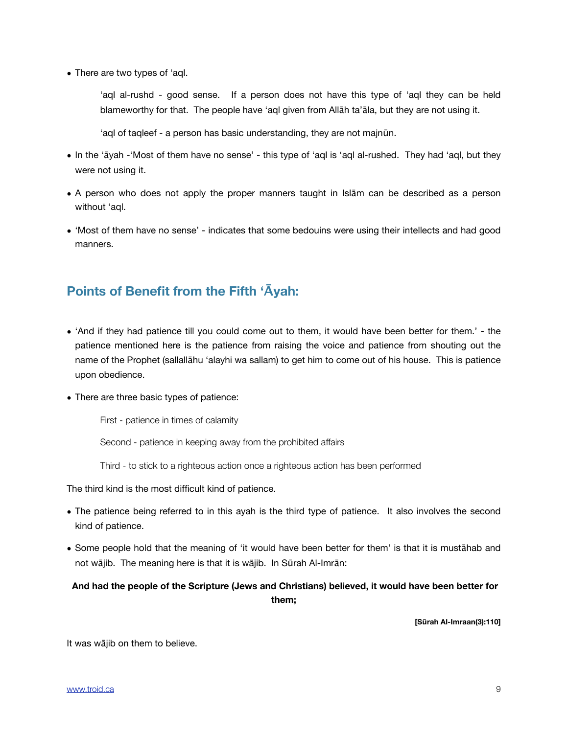- There are two types of ‘aql.

  ‘aql al-rushd - good sense. If a person does not have this type of ‘aql they can be held blameworthy for that. The people have ‘aql given from Allāh ta’āla, but they are not using it.

  ‘aql of taqleef - a person has basic understanding, they are not majnūn.

- In the ‘āyah -‘Most of them have no sense’ - this type of ‘aql is ‘aql al-rushed. They had ‘aql, but they were not using it.
- A person who does not apply the proper manners taught in Islām can be described as a person without ‘aql.
- ‘Most of them have no sense’ - indicates that some bedouins were using their intellects and had good manners.

## Points of Benefit from the Fifth ‘Āyah:

- ‘And if they had patience till you could come out to them, it would have been better for them.’ - the patience mentioned here is the patience from raising the voice and patience from shouting out the name of the Prophet (sallallāhu ‘alayhi wa sallam) to get him to come out of his house. This is patience upon obedience.
- There are three basic types of patience:

  First - patience in times of calamity

  Second - patience in keeping away from the prohibited affairs

  Third - to stick to a righteous action once a righteous action has been performed

The third kind is the most difficult kind of patience.

- The patience being referred to in this ayah is the third type of patience. It also involves the second kind of patience.
- Some people hold that the meaning of ‘it would have been better for them’ is that it is mustāhab and not wājib. The meaning here is that it is wājib. In Sūrah Al-Imrān:

**And had the people of the Scripture (Jews and Christians) believed, it would have been better for them;**

**[Sūrah Al-Imraan(3):110]**

It was wājib on them to believe.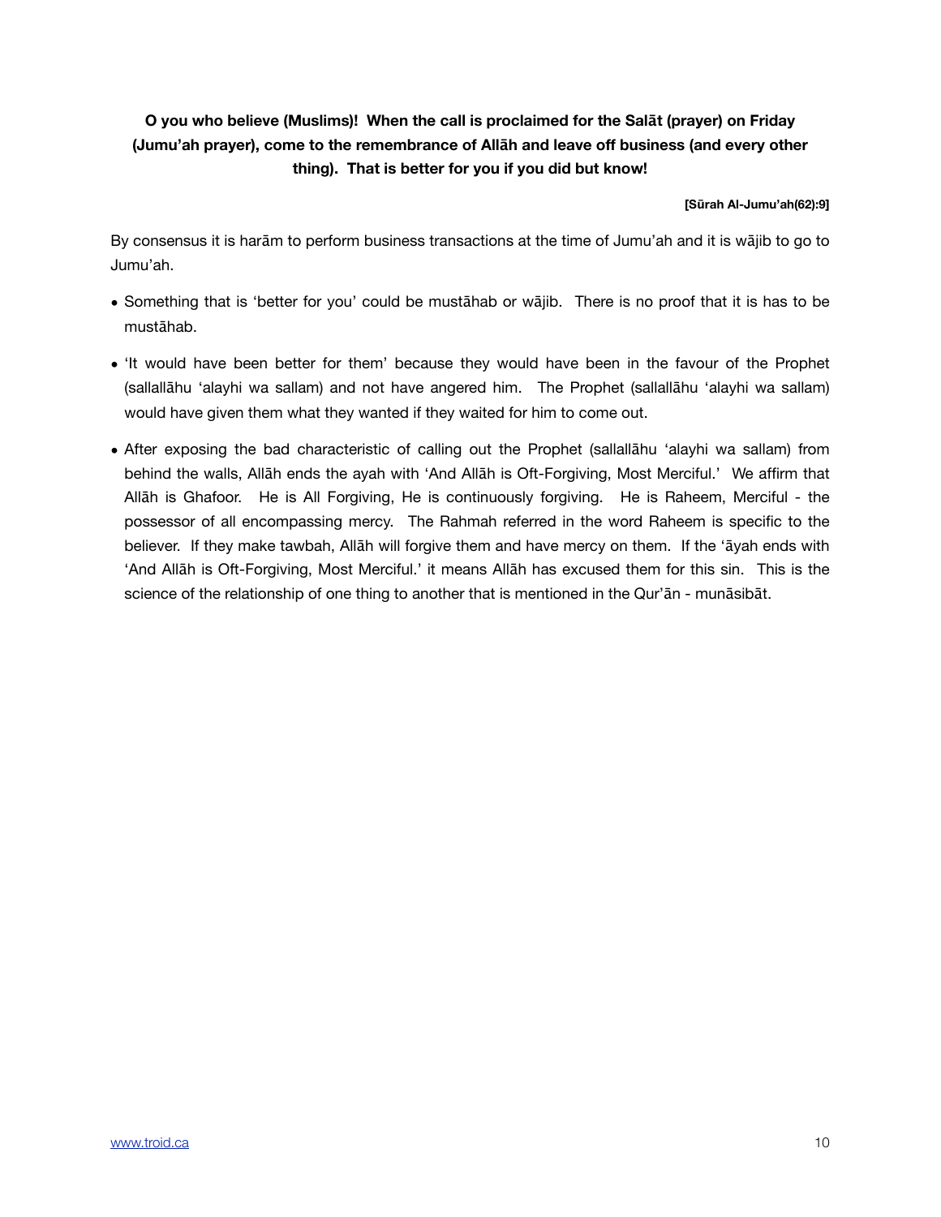**O you who believe (Muslims)! When the call is proclaimed for the Salāt (prayer) on Friday (Jumu'ah prayer), come to the remembrance of Allāh and leave off business (and every other thing). That is better for you if you did but know!**

**[Sūrah Al-Jumu'ah(62):9]**

By consensus it is harām to perform business transactions at the time of Jumu'ah and it is wājib to go to Jumu'ah.

- Something that is 'better for you' could be mustāhab or wājib. There is no proof that it is has to be mustāhab.
- 'It would have been better for them' because they would have been in the favour of the Prophet (sallallāhu 'alayhi wa sallam) and not have angered him. The Prophet (sallallāhu 'alayhi wa sallam) would have given them what they wanted if they waited for him to come out.
- After exposing the bad characteristic of calling out the Prophet (sallallāhu 'alayhi wa sallam) from behind the walls, Allāh ends the ayah with 'And Allāh is Oft-Forgiving, Most Merciful.' We affirm that Allāh is Ghafoor. He is All Forgiving, He is continuously forgiving. He is Raheem, Merciful - the possessor of all encompassing mercy. The Rahmah referred in the word Raheem is specific to the believer. If they make tawbah, Allāh will forgive them and have mercy on them. If the 'āyah ends with 'And Allāh is Oft-Forgiving, Most Merciful.' it means Allāh has excused them for this sin. This is the science of the relationship of one thing to another that is mentioned in the Qur'ān - munāsibāt.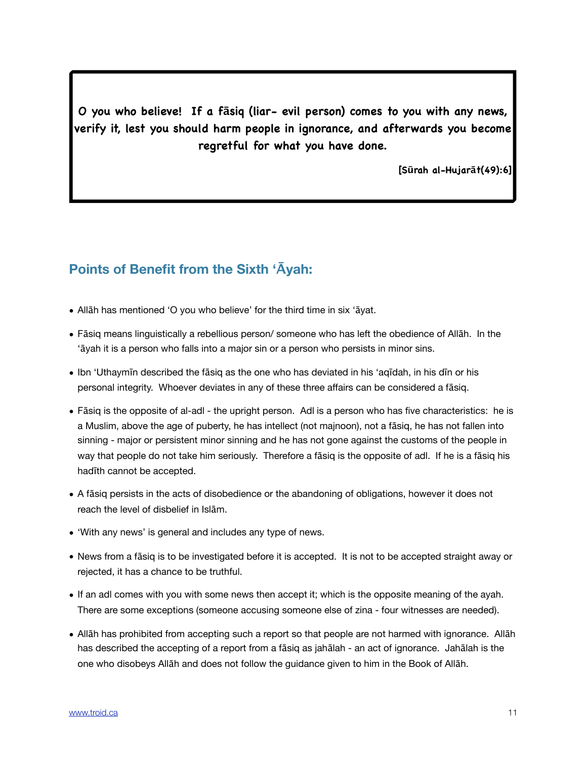> **O you who believe! If a fāsiq (liar- evil person) comes to you with any news, verify it, lest you should harm people in ignorance, and afterwards you become regretful for what you have done.**
>
> **[Sūrah al-Hujarāt(49):6]**

## Points of Benefit from the Sixth ʻĀyah:

- Allāh has mentioned 'O you who believe' for the third time in six 'āyat.
- Fāsiq means linguistically a rebellious person/ someone who has left the obedience of Allāh. In the 'āyah it is a person who falls into a major sin or a person who persists in minor sins.
- Ibn 'Uthaymīn described the fāsiq as the one who has deviated in his 'aqīdah, in his dīn or his personal integrity. Whoever deviates in any of these three affairs can be considered a fāsiq.
- Fāsiq is the opposite of al-adl - the upright person. Adl is a person who has five characteristics: he is a Muslim, above the age of puberty, he has intellect (not majnoon), not a fāsiq, he has not fallen into sinning - major or persistent minor sinning and he has not gone against the customs of the people in way that people do not take him seriously. Therefore a fāsiq is the opposite of adl. If he is a fāsiq his hadīth cannot be accepted.
- A fāsiq persists in the acts of disobedience or the abandoning of obligations, however it does not reach the level of disbelief in Islām.
- 'With any news' is general and includes any type of news.
- News from a fāsiq is to be investigated before it is accepted. It is not to be accepted straight away or rejected, it has a chance to be truthful.
- If an adl comes with you with some news then accept it; which is the opposite meaning of the ayah. There are some exceptions (someone accusing someone else of zina - four witnesses are needed).
- Allāh has prohibited from accepting such a report so that people are not harmed with ignorance. Allāh has described the accepting of a report from a fāsiq as jahālah - an act of ignorance. Jahālah is the one who disobeys Allāh and does not follow the guidance given to him in the Book of Allāh.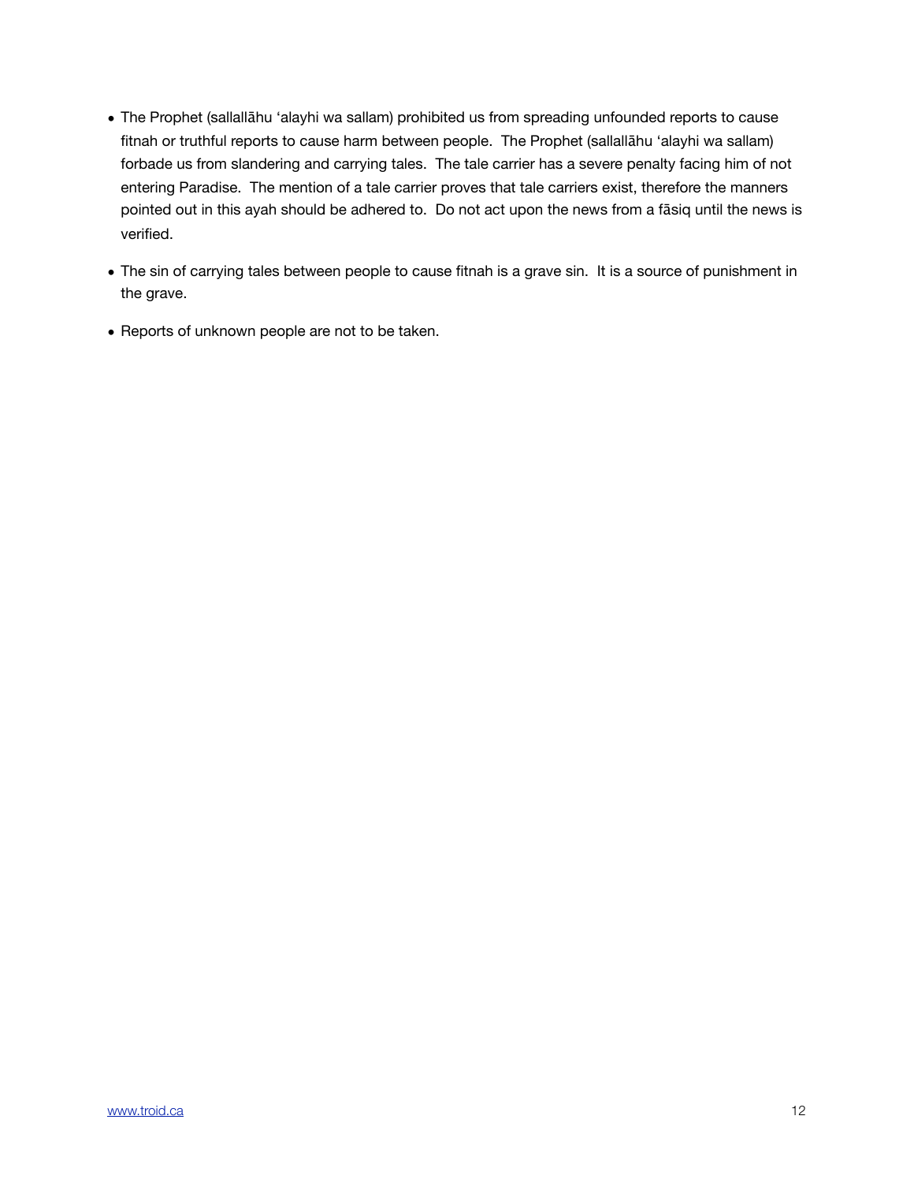- The Prophet (sallallāhu ‘alayhi wa sallam) prohibited us from spreading unfounded reports to cause fitnah or truthful reports to cause harm between people. The Prophet (sallallāhu ‘alayhi wa sallam) forbade us from slandering and carrying tales. The tale carrier has a severe penalty facing him of not entering Paradise. The mention of a tale carrier proves that tale carriers exist, therefore the manners pointed out in this ayah should be adhered to. Do not act upon the news from a fāsiq until the news is verified.
- The sin of carrying tales between people to cause fitnah is a grave sin. It is a source of punishment in the grave.
- Reports of unknown people are not to be taken.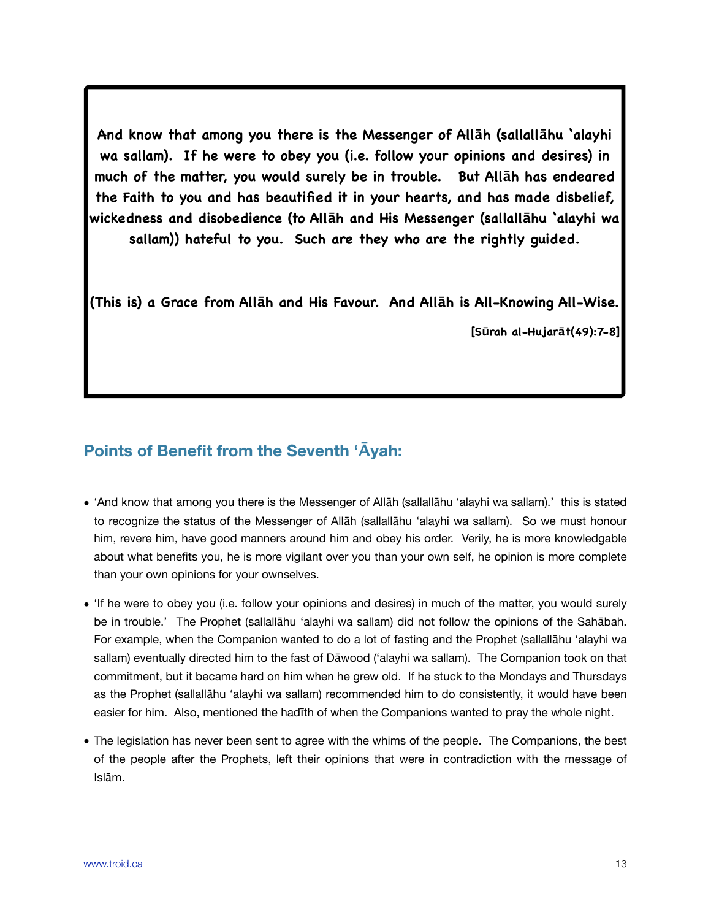> **And know that among you there is the Messenger of Allāh (sallallāhu 'alayhi wa sallam). If he were to obey you (i.e. follow your opinions and desires) in much of the matter, you would surely be in trouble. But Allāh has endeared the Faith to you and has beautified it in your hearts, and has made disbelief, wickedness and disobedience (to Allāh and His Messenger (sallallāhu 'alayhi wa sallam)) hateful to you. Such are they who are the rightly guided.**
>
> **(This is) a Grace from Allāh and His Favour. And Allāh is All-Knowing All-Wise.**
>
> **[Sūrah al-Hujarāt(49):7-8]**

## Points of Benefit from the Seventh 'Āyah:

- 'And know that among you there is the Messenger of Allāh (sallallāhu 'alayhi wa sallam).' this is stated to recognize the status of the Messenger of Allāh (sallallāhu 'alayhi wa sallam). So we must honour him, revere him, have good manners around him and obey his order. Verily, he is more knowledgable about what benefits you, he is more vigilant over you than your own self, he opinion is more complete than your own opinions for your ownselves.
- 'If he were to obey you (i.e. follow your opinions and desires) in much of the matter, you would surely be in trouble.' The Prophet (sallallāhu 'alayhi wa sallam) did not follow the opinions of the Sahābah. For example, when the Companion wanted to do a lot of fasting and the Prophet (sallallāhu 'alayhi wa sallam) eventually directed him to the fast of Dāwood ('alayhi wa sallam). The Companion took on that commitment, but it became hard on him when he grew old. If he stuck to the Mondays and Thursdays as the Prophet (sallallāhu 'alayhi wa sallam) recommended him to do consistently, it would have been easier for him. Also, mentioned the hadīth of when the Companions wanted to pray the whole night.
- The legislation has never been sent to agree with the whims of the people. The Companions, the best of the people after the Prophets, left their opinions that were in contradiction with the message of Islām.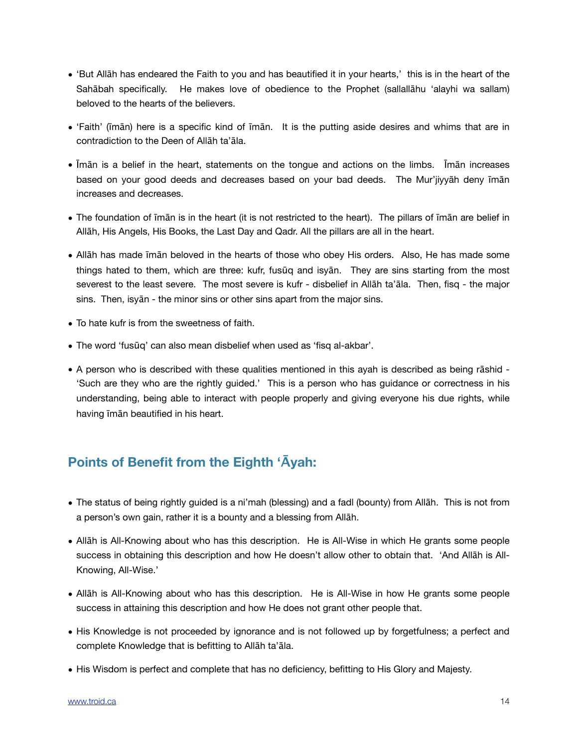- 'But Allāh has endeared the Faith to you and has beautified it in your hearts,' this is in the heart of the Sahābah specifically. He makes love of obedience to the Prophet (sallallāhu 'alayhi wa sallam) beloved to the hearts of the believers.
- 'Faith' (īmān) here is a specific kind of īmān. It is the putting aside desires and whims that are in contradiction to the Deen of Allāh ta'āla.
- Īmān is a belief in the heart, statements on the tongue and actions on the limbs. Īmān increases based on your good deeds and decreases based on your bad deeds. The Mur'jiyyāh deny īmān increases and decreases.
- The foundation of īmān is in the heart (it is not restricted to the heart). The pillars of īmān are belief in Allāh, His Angels, His Books, the Last Day and Qadr. All the pillars are all in the heart.
- Allāh has made īmān beloved in the hearts of those who obey His orders. Also, He has made some things hated to them, which are three: kufr, fusūq and isyān. They are sins starting from the most severest to the least severe. The most severe is kufr - disbelief in Allāh ta'āla. Then, fisq - the major sins. Then, isyān - the minor sins or other sins apart from the major sins.
- To hate kufr is from the sweetness of faith.
- The word 'fusūq' can also mean disbelief when used as 'fisq al-akbar'.
- A person who is described with these qualities mentioned in this ayah is described as being rāshid - 'Such are they who are the rightly guided.' This is a person who has guidance or correctness in his understanding, being able to interact with people properly and giving everyone his due rights, while having īmān beautified in his heart.

## Points of Benefit from the Eighth 'Āyah:

- The status of being rightly guided is a ni'mah (blessing) and a fadl (bounty) from Allāh. This is not from a person's own gain, rather it is a bounty and a blessing from Allāh.
- Allāh is All-Knowing about who has this description. He is All-Wise in which He grants some people success in obtaining this description and how He doesn't allow other to obtain that. 'And Allāh is All-Knowing, All-Wise.'
- Allāh is All-Knowing about who has this description. He is All-Wise in how He grants some people success in attaining this description and how He does not grant other people that.
- His Knowledge is not proceeded by ignorance and is not followed up by forgetfulness; a perfect and complete Knowledge that is befitting to Allāh ta'āla.
- His Wisdom is perfect and complete that has no deficiency, befitting to His Glory and Majesty.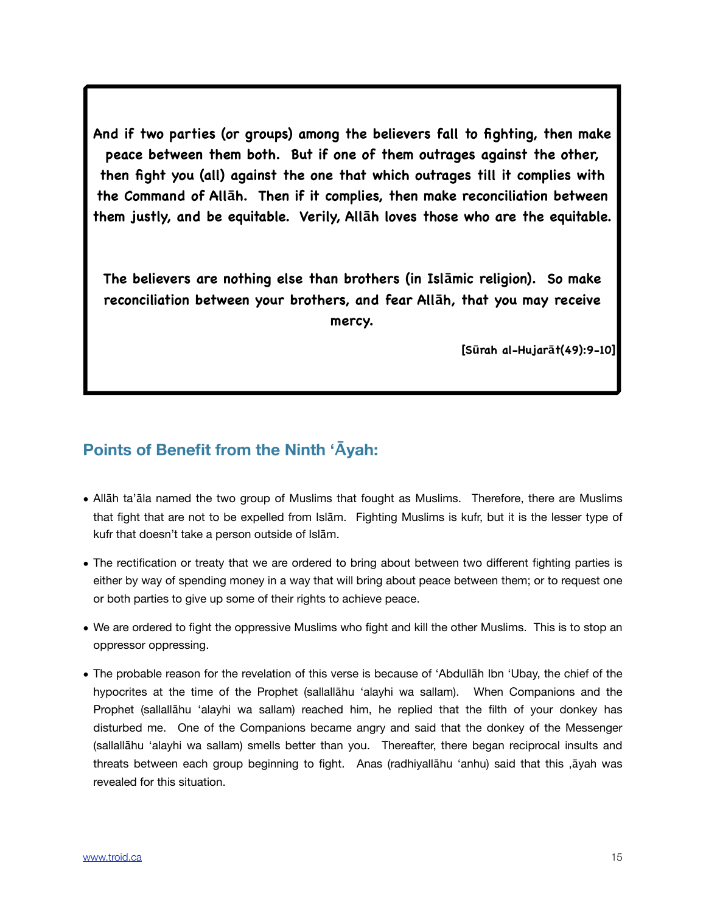> **And if two parties (or groups) among the believers fall to fighting, then make peace between them both. But if one of them outrages against the other, then fight you (all) against the one that which outrages till it complies with the Command of Allāh. Then if it complies, then make reconciliation between them justly, and be equitable. Verily, Allāh loves those who are the equitable.**
>
> **The believers are nothing else than brothers (in Islāmic religion). So make reconciliation between your brothers, and fear Allāh, that you may receive mercy.**
>
> **[Sūrah al-Hujarāt(49):9-10]**

## Points of Benefit from the Ninth 'Āyah:

- Allāh ta'āla named the two group of Muslims that fought as Muslims. Therefore, there are Muslims that fight that are not to be expelled from Islām. Fighting Muslims is kufr, but it is the lesser type of kufr that doesn't take a person outside of Islām.
- The rectification or treaty that we are ordered to bring about between two different fighting parties is either by way of spending money in a way that will bring about peace between them; or to request one or both parties to give up some of their rights to achieve peace.
- We are ordered to fight the oppressive Muslims who fight and kill the other Muslims. This is to stop an oppressor oppressing.
- The probable reason for the revelation of this verse is because of 'Abdullāh Ibn 'Ubay, the chief of the hypocrites at the time of the Prophet (sallallāhu 'alayhi wa sallam). When Companions and the Prophet (sallallāhu 'alayhi wa sallam) reached him, he replied that the filth of your donkey has disturbed me. One of the Companions became angry and said that the donkey of the Messenger (sallallāhu 'alayhi wa sallam) smells better than you. Thereafter, there began reciprocal insults and threats between each group beginning to fight. Anas (radhiyallāhu 'anhu) said that this ,āyah was revealed for this situation.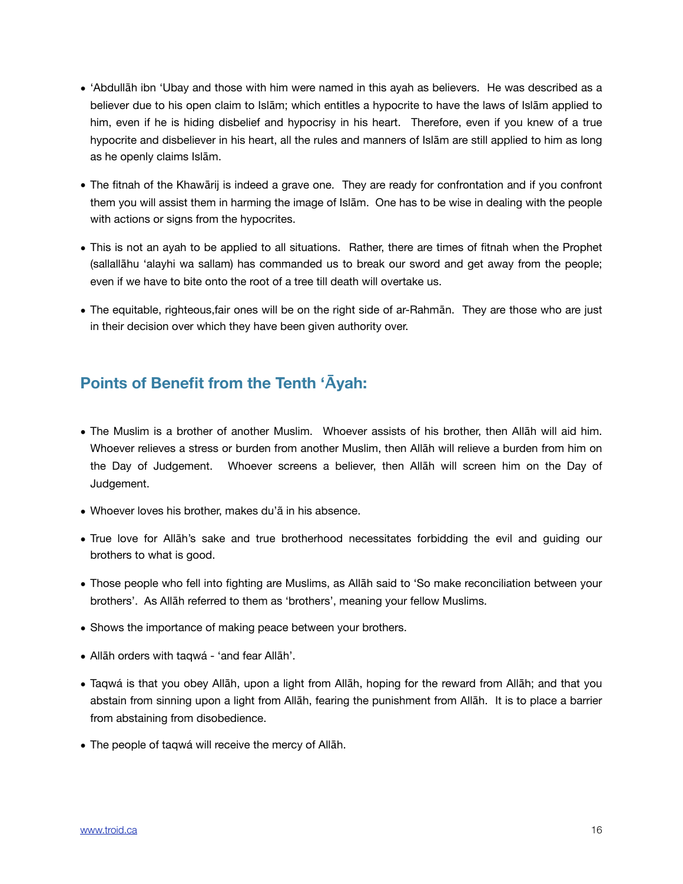- 'Abdullāh ibn 'Ubay and those with him were named in this ayah as believers. He was described as a believer due to his open claim to Islām; which entitles a hypocrite to have the laws of Islām applied to him, even if he is hiding disbelief and hypocrisy in his heart. Therefore, even if you knew of a true hypocrite and disbeliever in his heart, all the rules and manners of Islām are still applied to him as long as he openly claims Islām.
- The fitnah of the Khawārij is indeed a grave one. They are ready for confrontation and if you confront them you will assist them in harming the image of Islām. One has to be wise in dealing with the people with actions or signs from the hypocrites.
- This is not an ayah to be applied to all situations. Rather, there are times of fitnah when the Prophet (sallallāhu 'alayhi wa sallam) has commanded us to break our sword and get away from the people; even if we have to bite onto the root of a tree till death will overtake us.
- The equitable, righteous,fair ones will be on the right side of ar-Rahmān. They are those who are just in their decision over which they have been given authority over.

## Points of Benefit from the Tenth 'Āyah:

- The Muslim is a brother of another Muslim. Whoever assists of his brother, then Allāh will aid him. Whoever relieves a stress or burden from another Muslim, then Allāh will relieve a burden from him on the Day of Judgement. Whoever screens a believer, then Allāh will screen him on the Day of Judgement.
- Whoever loves his brother, makes du'ā in his absence.
- True love for Allāh's sake and true brotherhood necessitates forbidding the evil and guiding our brothers to what is good.
- Those people who fell into fighting are Muslims, as Allāh said to 'So make reconciliation between your brothers'. As Allāh referred to them as 'brothers', meaning your fellow Muslims.
- Shows the importance of making peace between your brothers.
- Allāh orders with taqwá - 'and fear Allāh'.
- Taqwá is that you obey Allāh, upon a light from Allāh, hoping for the reward from Allāh; and that you abstain from sinning upon a light from Allāh, fearing the punishment from Allāh. It is to place a barrier from abstaining from disobedience.
- The people of taqwá will receive the mercy of Allāh.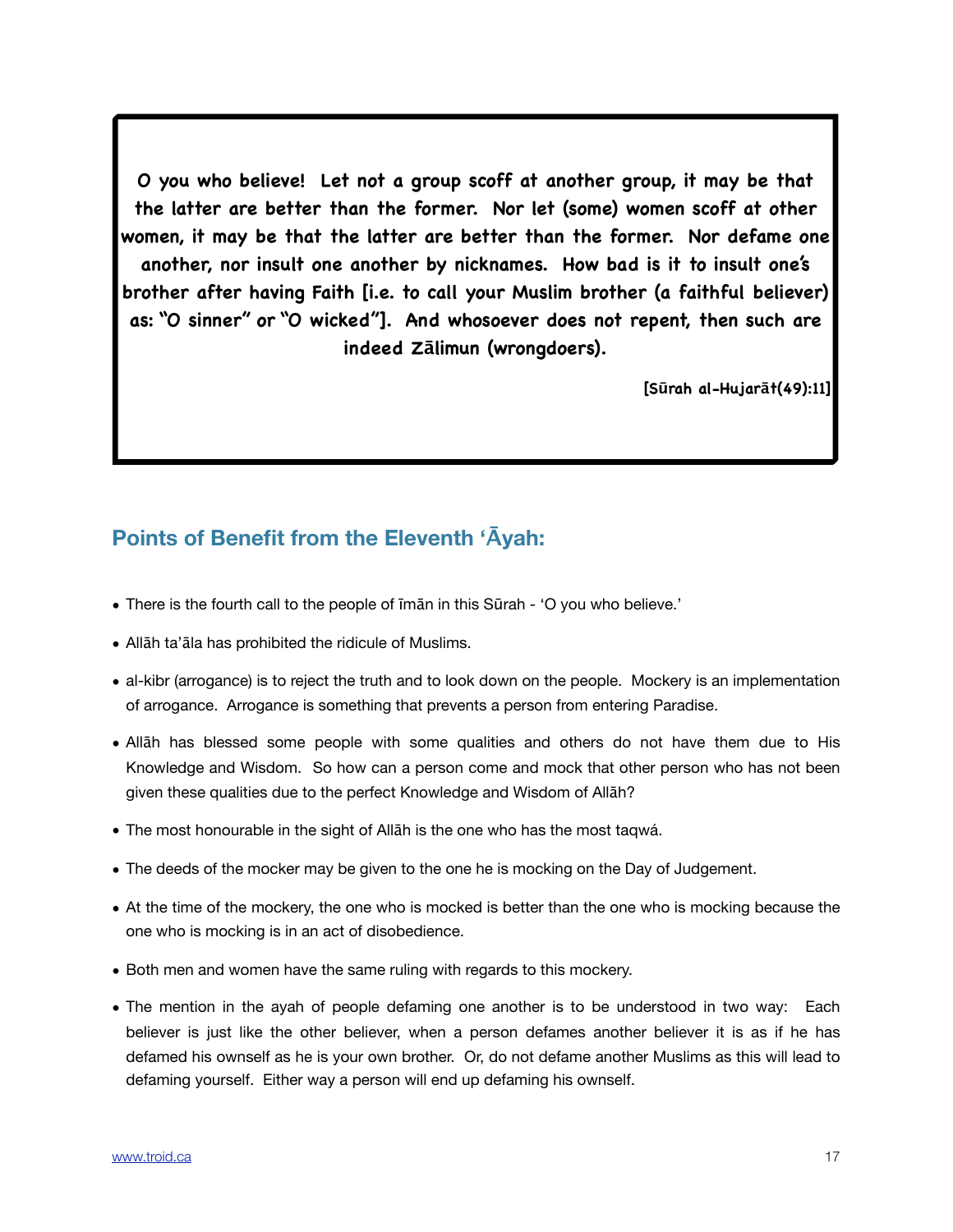> **O you who believe! Let not a group scoff at another group, it may be that the latter are better than the former. Nor let (some) women scoff at other women, it may be that the latter are better than the former. Nor defame one another, nor insult one another by nicknames. How bad is it to insult one's brother after having Faith [i.e. to call your Muslim brother (a faithful believer) as: "O sinner" or "O wicked"]. And whosoever does not repent, then such are indeed Zālimun (wrongdoers).**
>
> **[Sūrah al-Hujarāt(49):11]**

## Points of Benefit from the Eleventh 'Āyah:

- There is the fourth call to the people of īmān in this Sūrah - 'O you who believe.'
- Allāh ta'āla has prohibited the ridicule of Muslims.
- al-kibr (arrogance) is to reject the truth and to look down on the people. Mockery is an implementation of arrogance. Arrogance is something that prevents a person from entering Paradise.
- Allāh has blessed some people with some qualities and others do not have them due to His Knowledge and Wisdom. So how can a person come and mock that other person who has not been given these qualities due to the perfect Knowledge and Wisdom of Allāh?
- The most honourable in the sight of Allāh is the one who has the most taqwá.
- The deeds of the mocker may be given to the one he is mocking on the Day of Judgement.
- At the time of the mockery, the one who is mocked is better than the one who is mocking because the one who is mocking is in an act of disobedience.
- Both men and women have the same ruling with regards to this mockery.
- The mention in the ayah of people defaming one another is to be understood in two way: Each believer is just like the other believer, when a person defames another believer it is as if he has defamed his ownself as he is your own brother. Or, do not defame another Muslims as this will lead to defaming yourself. Either way a person will end up defaming his ownself.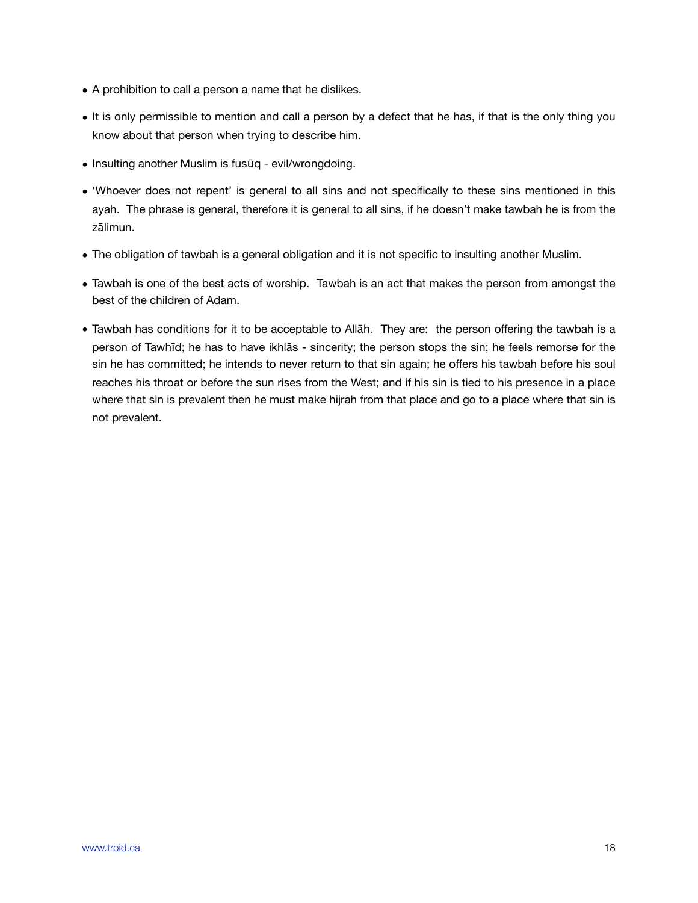- A prohibition to call a person a name that he dislikes.
- It is only permissible to mention and call a person by a defect that he has, if that is the only thing you know about that person when trying to describe him.
- Insulting another Muslim is fusūq - evil/wrongdoing.
- 'Whoever does not repent' is general to all sins and not specifically to these sins mentioned in this ayah. The phrase is general, therefore it is general to all sins, if he doesn't make tawbah he is from the zālimun.
- The obligation of tawbah is a general obligation and it is not specific to insulting another Muslim.
- Tawbah is one of the best acts of worship. Tawbah is an act that makes the person from amongst the best of the children of Adam.
- Tawbah has conditions for it to be acceptable to Allāh. They are: the person offering the tawbah is a person of Tawhīd; he has to have ikhlās - sincerity; the person stops the sin; he feels remorse for the sin he has committed; he intends to never return to that sin again; he offers his tawbah before his soul reaches his throat or before the sun rises from the West; and if his sin is tied to his presence in a place where that sin is prevalent then he must make hijrah from that place and go to a place where that sin is not prevalent.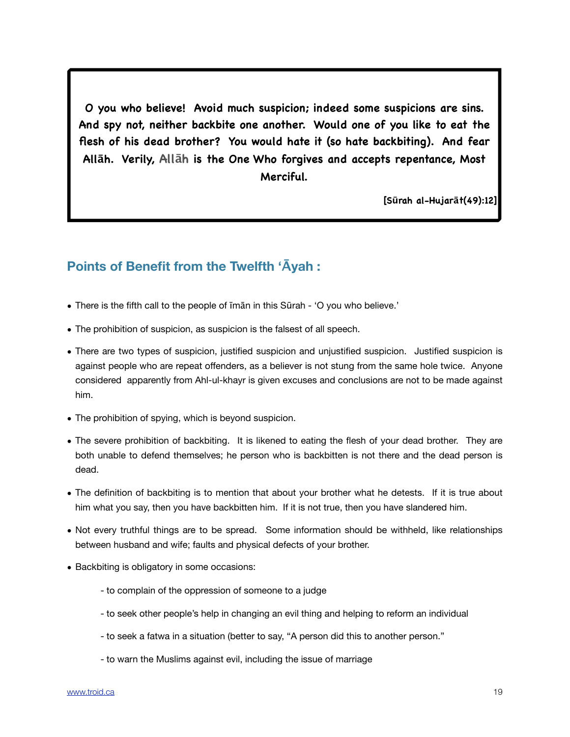> **O you who believe! Avoid much suspicion; indeed some suspicions are sins. And spy not, neither backbite one another. Would one of you like to eat the flesh of his dead brother? You would hate it (so hate backbiting). And fear Allāh. Verily, Allāh is the One Who forgives and accepts repentance, Most Merciful.**
>
> **[Sūrah al-Hujarāt(49):12]**

## Points of Benefit from the Twelfth 'Āyah :

- There is the fifth call to the people of īmān in this Sūrah - 'O you who believe.'
- The prohibition of suspicion, as suspicion is the falsest of all speech.
- There are two types of suspicion, justified suspicion and unjustified suspicion. Justified suspicion is against people who are repeat offenders, as a believer is not stung from the same hole twice. Anyone considered apparently from Ahl-ul-khayr is given excuses and conclusions are not to be made against him.
- The prohibition of spying, which is beyond suspicion.
- The severe prohibition of backbiting. It is likened to eating the flesh of your dead brother. They are both unable to defend themselves; he person who is backbitten is not there and the dead person is dead.
- The definition of backbiting is to mention that about your brother what he detests. If it is true about him what you say, then you have backbitten him. If it is not true, then you have slandered him.
- Not every truthful things are to be spread. Some information should be withheld, like relationships between husband and wife; faults and physical defects of your brother.
- Backbiting is obligatory in some occasions:
    - to complain of the oppression of someone to a judge
    - to seek other people's help in changing an evil thing and helping to reform an individual
    - to seek a fatwa in a situation (better to say, "A person did this to another person."
    - to warn the Muslims against evil, including the issue of marriage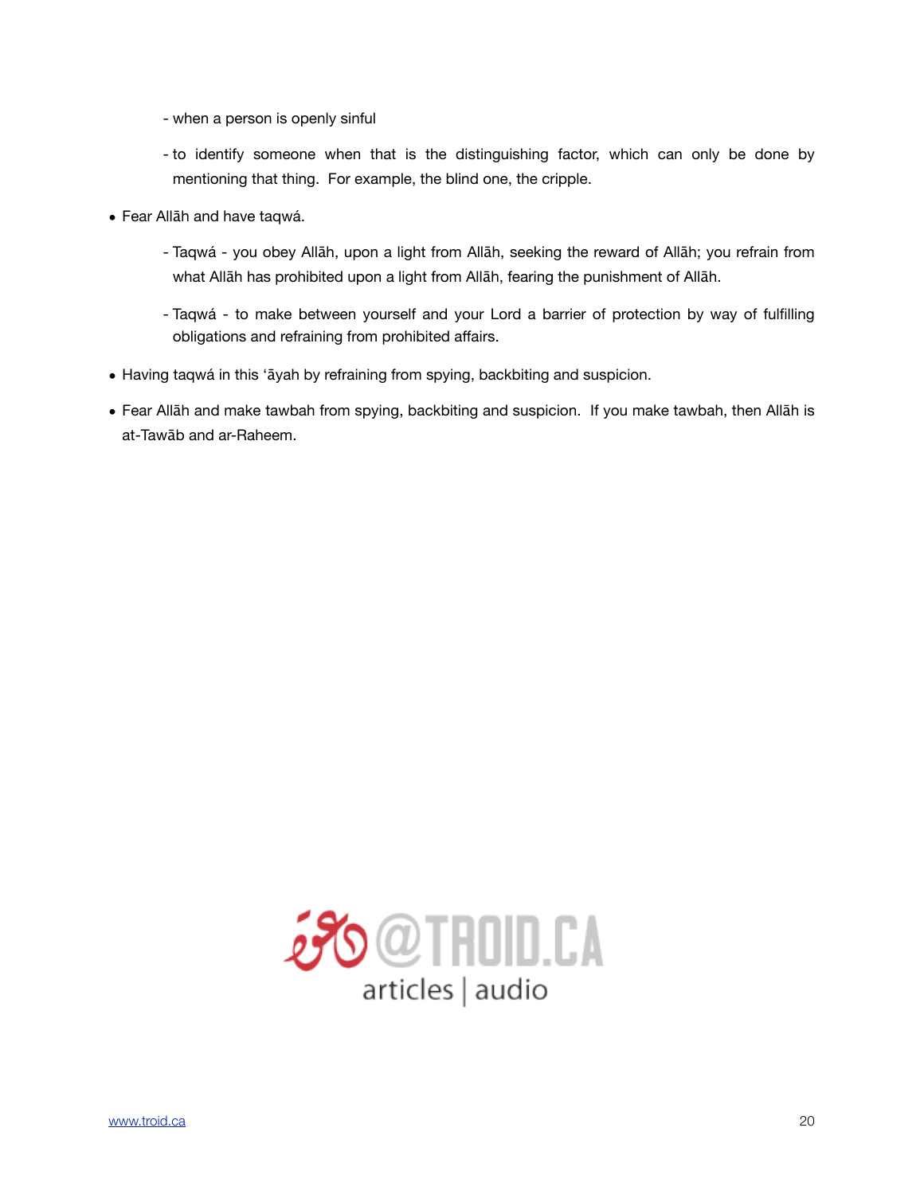- when a person is openly sinful
- to identify someone when that is the distinguishing factor, which can only be done by mentioning that thing. For example, the blind one, the cripple.

- Fear Allāh and have taqwá.
    - Taqwá - you obey Allāh, upon a light from Allāh, seeking the reward of Allāh; you refrain from what Allāh has prohibited upon a light from Allāh, fearing the punishment of Allāh.
    - Taqwá - to make between yourself and your Lord a barrier of protection by way of fulfilling obligations and refraining from prohibited affairs.
- Having taqwá in this 'āyah by refraining from spying, backbiting and suspicion.
- Fear Allāh and make tawbah from spying, backbiting and suspicion. If you make tawbah, then Allāh is at-Tawāb and ar-Raheem.